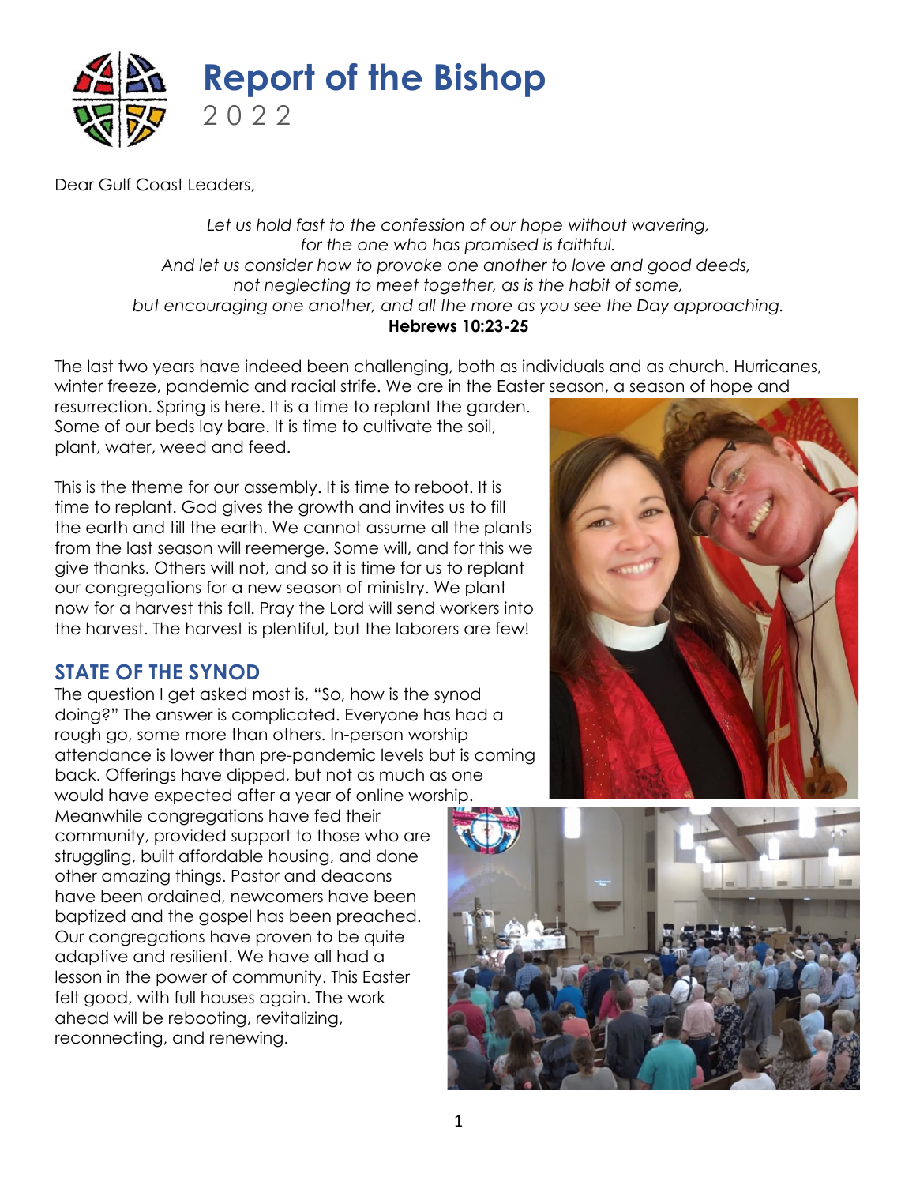# Report of the Bishop

2022

Dear Gulf Coast Leaders,

*Let us hold fast to the confession of our hope without wavering,*
*for the one who has promised is faithful.*
*And let us consider how to provoke one another to love and good deeds,*
*not neglecting to meet together, as is the habit of some,*
*but encouraging one another, and all the more as you see the Day approaching.*
**Hebrews 10:23-25**

The last two years have indeed been challenging, both as individuals and as church. Hurricanes, winter freeze, pandemic and racial strife. We are in the Easter season, a season of hope and resurrection. Spring is here. It is a time to replant the garden. Some of our beds lay bare. It is time to cultivate the soil, plant, water, weed and feed.

This is the theme for our assembly. It is time to reboot. It is time to replant. God gives the growth and invites us to fill the earth and till the earth. We cannot assume all the plants from the last season will reemerge. Some will, and for this we give thanks. Others will not, and so it is time for us to replant our congregations for a new season of ministry. We plant now for a harvest this fall. Pray the Lord will send workers into the harvest. The harvest is plentiful, but the laborers are few!

## STATE OF THE SYNOD

The question I get asked most is, "So, how is the synod doing?" The answer is complicated. Everyone has had a rough go, some more than others. In-person worship attendance is lower than pre-pandemic levels but is coming back. Offerings have dipped, but not as much as one would have expected after a year of online worship. Meanwhile congregations have fed their community, provided support to those who are struggling, built affordable housing, and done other amazing things. Pastor and deacons have been ordained, newcomers have been baptized and the gospel has been preached. Our congregations have proven to be quite adaptive and resilient. We have all had a lesson in the power of community. This Easter felt good, with full houses again. The work ahead will be rebooting, revitalizing, reconnecting, and renewing.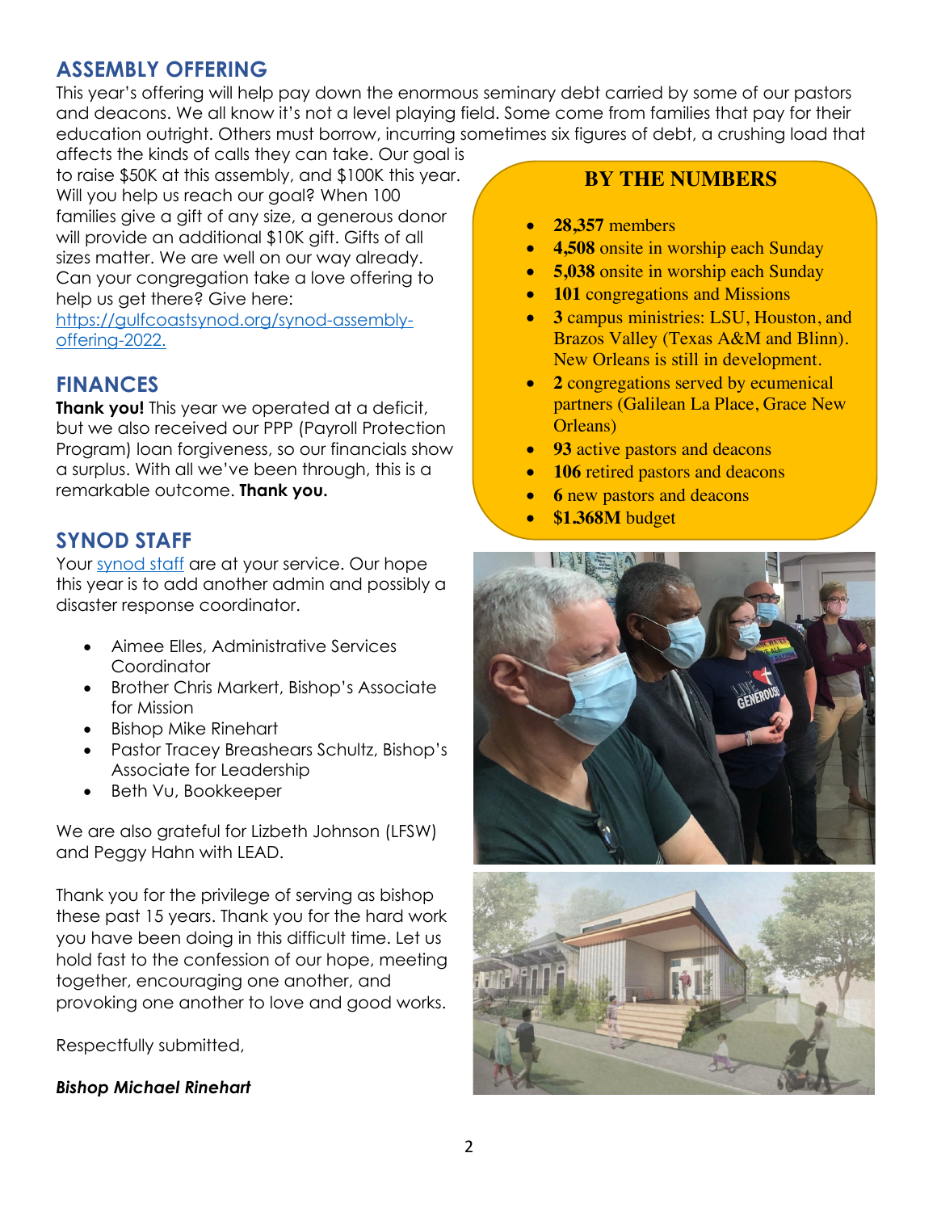## ASSEMBLY OFFERING

This year's offering will help pay down the enormous seminary debt carried by some of our pastors and deacons. We all know it's not a level playing field. Some come from families that pay for their education outright. Others must borrow, incurring sometimes six figures of debt, a crushing load that affects the kinds of calls they can take. Our goal is to raise $50K at this assembly, and $100K this year. Will you help us reach our goal? When 100 families give a gift of any size, a generous donor will provide an additional $10K gift. Gifts of all sizes matter. We are well on our way already. Can your congregation take a love offering to help us get there? Give here: [https://gulfcoastsynod.org/synod-assembly-offering-2022.](https://gulfcoastsynod.org/synod-assembly-offering-2022)

## FINANCES

**Thank you!** This year we operated at a deficit, but we also received our PPP (Payroll Protection Program) loan forgiveness, so our financials show a surplus. With all we've been through, this is a remarkable outcome. **Thank you.**

## SYNOD STAFF

Your synod staff are at your service. Our hope this year is to add another admin and possibly a disaster response coordinator.

- Aimee Elles, Administrative Services Coordinator
- Brother Chris Markert, Bishop's Associate for Mission
- Bishop Mike Rinehart
- Pastor Tracey Breashears Schultz, Bishop's Associate for Leadership
- Beth Vu, Bookkeeper

We are also grateful for Lizbeth Johnson (LFSW) and Peggy Hahn with LEAD.

Thank you for the privilege of serving as bishop these past 15 years. Thank you for the hard work you have been doing in this difficult time. Let us hold fast to the confession of our hope, meeting together, encouraging one another, and provoking one another to love and good works.

Respectfully submitted,

***Bishop Michael Rinehart***

### BY THE NUMBERS

- **28,357** members
- **4,508** onsite in worship each Sunday
- **5,038** onsite in worship each Sunday
- **101** congregations and Missions
- **3** campus ministries: LSU, Houston, and Brazos Valley (Texas A&M and Blinn). New Orleans is still in development.
- **2** congregations served by ecumenical partners (Galilean La Place, Grace New Orleans)
- **93** active pastors and deacons
- **106** retired pastors and deacons
- **6** new pastors and deacons
- **$1.368M** budget